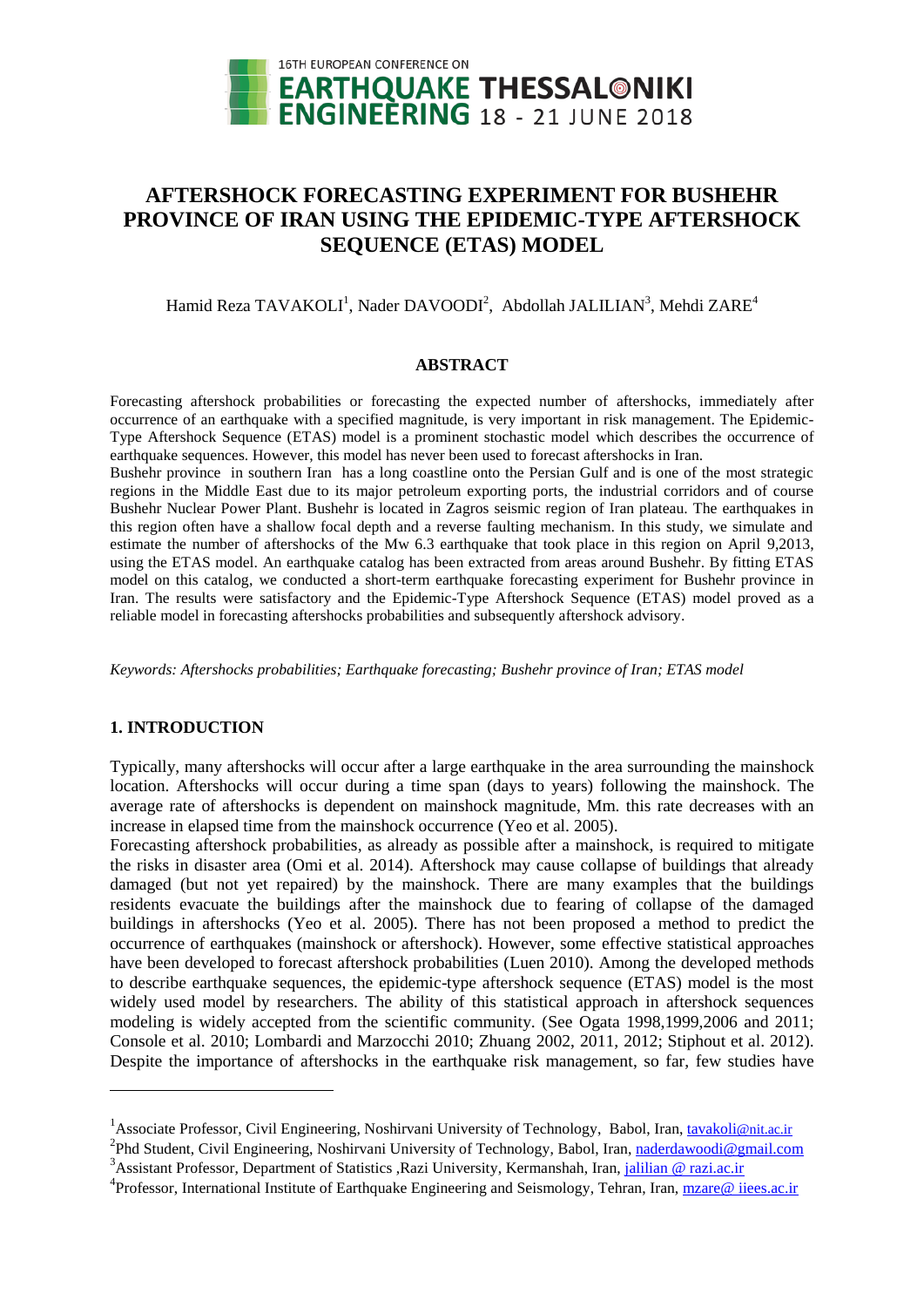# AFTERSHOCK FORECASTING EXPERIMENT FOR BUSHEHR PROVINCE OF IRAN USING THE EPIDEMIC-TYPE AFTERSHOCK SEQUENCE (ETAS) MODEL

Hamid Reza TAVAKOLI[1], Nader DAVOODI[2], Abdollah JALILIAN[3], Mehdi ZARE[4]

## ABSTRACT

Forecasting aftershock probabilities or forecasting the expected number of aftershocks, immediately after occurrence of an earthquake with a specified magnitude, is very important in risk management. The Epidemic-Type Aftershock Sequence (ETAS) model is a prominent stochastic model which describes the occurrence of earthquake sequences. However, this model has never been used to forecast aftershocks in Iran.

Bushehr province in southern Iran has a long coastline onto the Persian Gulf and is one of the most strategic regions in the Middle East due to its major petroleum exporting ports, the industrial corridors and of course Bushehr Nuclear Power Plant. Bushehr is located in Zagros seismic region of Iran plateau. The earthquakes in this region often have a shallow focal depth and a reverse faulting mechanism. In this study, we simulate and estimate the number of aftershocks of the Mw 6.3 earthquake that took place in this region on April 9,2013, using the ETAS model. An earthquake catalog has been extracted from areas around Bushehr. By fitting ETAS model on this catalog, we conducted a short-term earthquake forecasting experiment for Bushehr province in Iran. The results were satisfactory and the Epidemic-Type Aftershock Sequence (ETAS) model proved as a reliable model in forecasting aftershocks probabilities and subsequently aftershock advisory.

*Keywords: Aftershocks probabilities; Earthquake forecasting; Bushehr province of Iran; ETAS model*

## 1. INTRODUCTION

Typically, many aftershocks will occur after a large earthquake in the area surrounding the mainshock location. Aftershocks will occur during a time span (days to years) following the mainshock. The average rate of aftershocks is dependent on mainshock magnitude, Mm. this rate decreases with an increase in elapsed time from the mainshock occurrence (Yeo et al. 2005).

Forecasting aftershock probabilities, as already as possible after a mainshock, is required to mitigate the risks in disaster area (Omi et al. 2014). Aftershock may cause collapse of buildings that already damaged (but not yet repaired) by the mainshock. There are many examples that the buildings residents evacuate the buildings after the mainshock due to fearing of collapse of the damaged buildings in aftershocks (Yeo et al. 2005). There has not been proposed a method to predict the occurrence of earthquakes (mainshock or aftershock). However, some effective statistical approaches have been developed to forecast aftershock probabilities (Luen 2010). Among the developed methods to describe earthquake sequences, the epidemic-type aftershock sequence (ETAS) model is the most widely used model by researchers. The ability of this statistical approach in aftershock sequences modeling is widely accepted from the scientific community. (See Ogata 1998,1999,2006 and 2011; Console et al. 2010; Lombardi and Marzocchi 2010; Zhuang 2002, 2011, 2012; Stiphout et al. 2012). Despite the importance of aftershocks in the earthquake risk management, so far, few studies have

---

[1]Associate Professor, Civil Engineering, Noshirvani University of Technology, Babol, Iran, tavakoli@nit.ac.ir

[2]Phd Student, Civil Engineering, Noshirvani University of Technology, Babol, Iran, naderdawoodi@gmail.com

[3]Assistant Professor, Department of Statistics ,Razi University, Kermanshah, Iran, jalilian @ razi.ac.ir

[4]Professor, International Institute of Earthquake Engineering and Seismology, Tehran, Iran, mzare@ iiees.ac.ir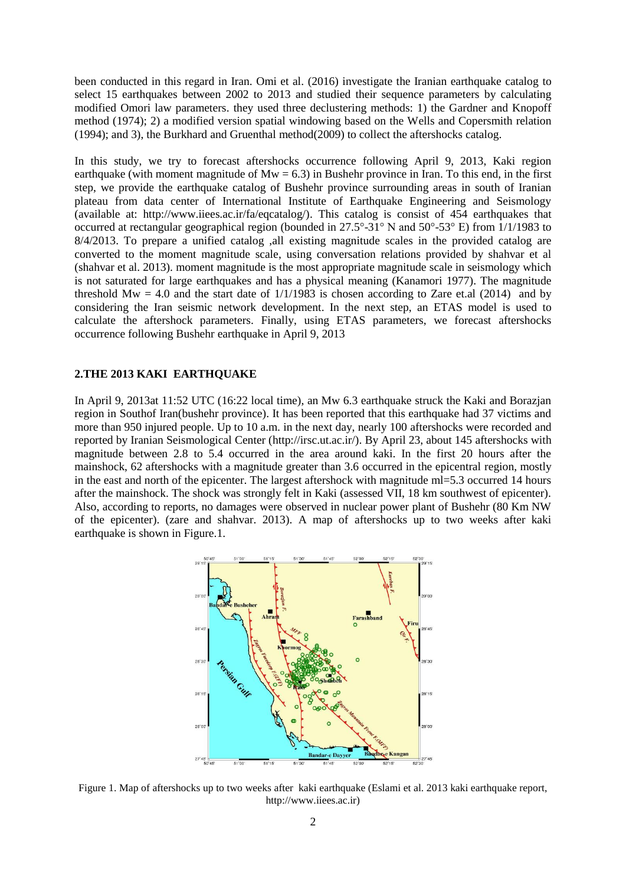been conducted in this regard in Iran. Omi et al. (2016) investigate the Iranian earthquake catalog to select 15 earthquakes between 2002 to 2013 and studied their sequence parameters by calculating modified Omori law parameters. they used three declustering methods: 1) the Gardner and Knopoff method (1974); 2) a modified version spatial windowing based on the Wells and Coppersmith relation (1994); and 3), the Burkhard and Gruenthal method(2009) to collect the aftershocks catalog.

In this study, we try to forecast aftershocks occurrence following April 9, 2013, Kaki region earthquake (with moment magnitude of Mw = 6.3) in Bushehr province in Iran. To this end, in the first step, we provide the earthquake catalog of Bushehr province surrounding areas in south of Iranian plateau from data center of International Institute of Earthquake Engineering and Seismology (available at: http://www.iiees.ac.ir/fa/eqcatalog/). This catalog is consist of 454 earthquakes that occurred at rectangular geographical region (bounded in 27.5°-31° N and 50°-53° E) from 1/1/1983 to 8/4/2013. To prepare a unified catalog ,all existing magnitude scales in the provided catalog are converted to the moment magnitude scale, using conversation relations provided by shahvar et al (shahvar et al. 2013). moment magnitude is the most appropriate magnitude scale in seismology which is not saturated for large earthquakes and has a physical meaning (Kanamori 1977). The magnitude threshold Mw = 4.0 and the start date of 1/1/1983 is chosen according to Zare et.al (2014) and by considering the Iran seismic network development. In the next step, an ETAS model is used to calculate the aftershock parameters. Finally, using ETAS parameters, we forecast aftershocks occurrence following Bushehr earthquake in April 9, 2013

## 2.THE 2013 KAKI EARTHQUAKE

In April 9, 2013at 11:52 UTC (16:22 local time), an Mw 6.3 earthquake struck the Kaki and Borazjan region in Southof Iran(bushehr province). It has been reported that this earthquake had 37 victims and more than 950 injured people. Up to 10 a.m. in the next day, nearly 100 aftershocks were recorded and reported by Iranian Seismological Center (http://irsc.ut.ac.ir/). By April 23, about 145 aftershocks with magnitude between 2.8 to 5.4 occurred in the area around kaki. In the first 20 hours after the mainshock, 62 aftershocks with a magnitude greater than 3.6 occurred in the epicentral region, mostly in the east and north of the epicenter. The largest aftershock with magnitude ml=5.3 occurred 14 hours after the mainshock. The shock was strongly felt in Kaki (assessed VII, 18 km southwest of epicenter). Also, according to reports, no damages were observed in nuclear power plant of Bushehr (80 Km NW of the epicenter). (zare and shahvar. 2013). A map of aftershocks up to two weeks after kaki earthquake is shown in Figure.1.

Figure 1. Map of aftershocks up to two weeks after kaki earthquake (Eslami et al. 2013 kaki earthquake report, http://www.iiees.ac.ir)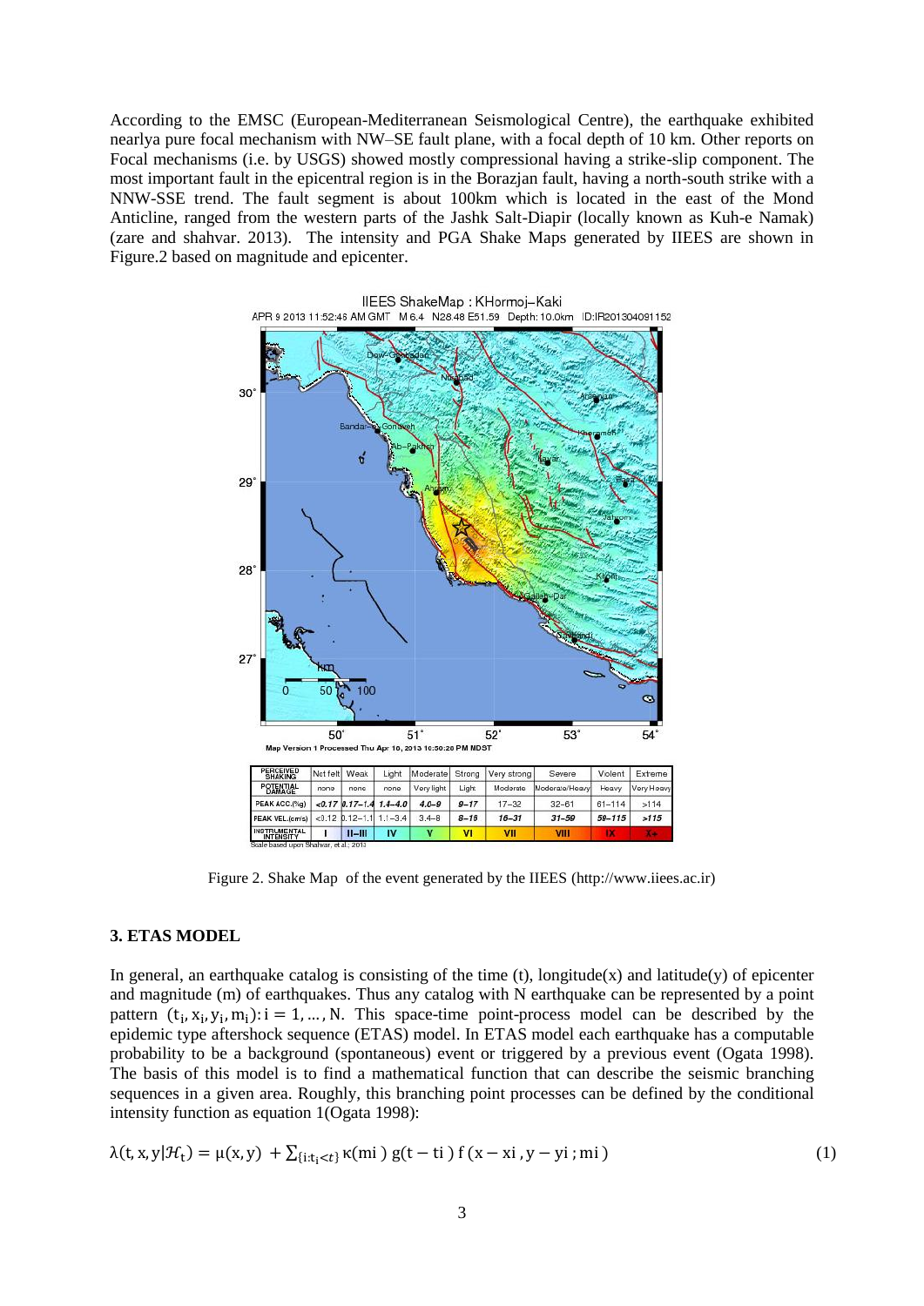According to the EMSC (European-Mediterranean Seismological Centre), the earthquake exhibited nearlya pure focal mechanism with NW–SE fault plane, with a focal depth of 10 km. Other reports on Focal mechanisms (i.e. by USGS) showed mostly compressional having a strike-slip component. The most important fault in the epicentral region is in the Borazjan fault, having a north-south strike with a NNW-SSE trend. The fault segment is about 100km which is located in the east of the Mond Anticline, ranged from the western parts of the Jashk Salt-Diapir (locally known as Kuh-e Namak) (zare and shahvar. 2013). The intensity and PGA Shake Maps generated by IIEES are shown in Figure.2 based on magnitude and epicenter.

Figure 2. Shake Map of the event generated by the IIEES (http://www.iiees.ac.ir)

## 3. ETAS MODEL

In general, an earthquake catalog is consisting of the time (t), longitude(x) and latitude(y) of epicenter and magnitude (m) of earthquakes. Thus any catalog with N earthquake can be represented by a point pattern $(t_i, x_i, y_i, m_i): i = 1, \ldots, N$. This space-time point-process model can be described by the epidemic type aftershock sequence (ETAS) model. In ETAS model each earthquake has a computable probability to be a background (spontaneous) event or triggered by a previous event (Ogata 1998). The basis of this model is to find a mathematical function that can describe the seismic branching sequences in a given area. Roughly, this branching point processes can be defined by the conditional intensity function as equation 1(Ogata 1998):

$$\lambda(t, x, y|\mathcal{H}_t) = \mu(x, y) + \sum_{\{i:t_i<t\}} \kappa(m_i)\, g(t - t_i)\, f(x - x_i, y - y_i; m_i) \tag{1}$$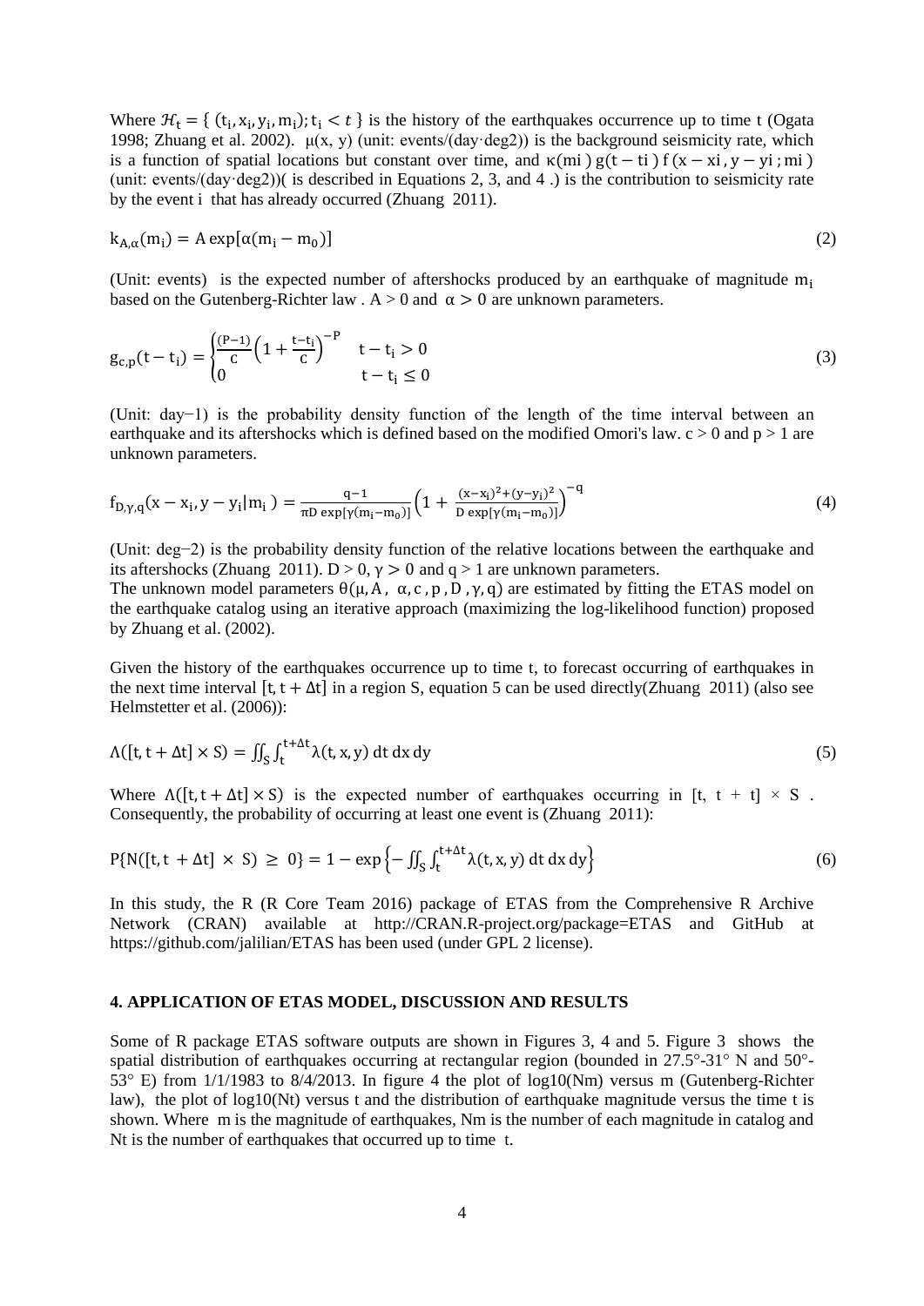Where $\mathcal{H}_t = \{ (t_i, x_i, y_i, m_i); t_i < t \}$ is the history of the earthquakes occurrence up to time t (Ogata 1998; Zhuang et al. 2002). μ(x, y) (unit: events/(day·deg2)) is the background seismicity rate, which is a function of spatial locations but constant over time, and $\kappa(m_i)\, g(t - t_i)\, f(x - x_i, y - y_i; m_i)$ (unit: events/(day·deg2))( is described in Equations 2, 3, and 4 .) is the contribution to seismicity rate by the event i that has already occurred (Zhuang 2011).

$$k_{A,\alpha}(m_i) = A \exp[\alpha(m_i - m_0)] \tag{2}$$

(Unit: events) is the expected number of aftershocks produced by an earthquake of magnitude $m_i$ based on the Gutenberg-Richter law . $A > 0$ and $\alpha > 0$ are unknown parameters.

$$g_{c,p}(t - t_i) = \begin{cases} \frac{(P-1)}{c}\left(1 + \frac{t - t_i}{c}\right)^{-P} & t - t_i > 0 \\ 0 & t - t_i \leq 0 \end{cases} \tag{3}$$

(Unit: day−1) is the probability density function of the length of the time interval between an earthquake and its aftershocks which is defined based on the modified Omori's law. $c > 0$ and $p > 1$ are unknown parameters.

$$f_{D,\gamma,q}(x - x_i, y - y_i | m_i) = \frac{q-1}{\pi D \exp[\gamma(m_i - m_0)]}\left(1 + \frac{(x - x_i)^2 + (y - y_i)^2}{D \exp[\gamma(m_i - m_0)]}\right)^{-q} \tag{4}$$

(Unit: deg−2) is the probability density function of the relative locations between the earthquake and its aftershocks (Zhuang 2011). $D > 0$, $\gamma > 0$ and $q > 1$ are unknown parameters.
The unknown model parameters $\theta(\mu, A, \alpha, c, p, D, \gamma, q)$ are estimated by fitting the ETAS model on the earthquake catalog using an iterative approach (maximizing the log-likelihood function) proposed by Zhuang et al. (2002).

Given the history of the earthquakes occurrence up to time t, to forecast occurring of earthquakes in the next time interval $[t, t + \Delta t]$ in a region S, equation 5 can be used directly(Zhuang 2011) (also see Helmstetter et al. (2006)):

$$\Lambda([t, t + \Delta t] \times S) = \iint_S \int_t^{t+\Delta t} \lambda(t, x, y)\, dt\, dx\, dy \tag{5}$$

Where $\Lambda([t, t + \Delta t] \times S)$ is the expected number of earthquakes occurring in [t, t + t] × S . Consequently, the probability of occurring at least one event is (Zhuang 2011):

$$P\{N([t, t + \Delta t] \times S) \geq 0\} = 1 - \exp\left\{-\iint_S \int_t^{t+\Delta t} \lambda(t, x, y)\, dt\, dx\, dy\right\} \tag{6}$$

In this study, the R (R Core Team 2016) package of ETAS from the Comprehensive R Archive Network (CRAN) available at http://CRAN.R-project.org/package=ETAS and GitHub at https://github.com/jalilian/ETAS has been used (under GPL 2 license).

## 4. APPLICATION OF ETAS MODEL, DISCUSSION AND RESULTS

Some of R package ETAS software outputs are shown in Figures 3, 4 and 5. Figure 3 shows the spatial distribution of earthquakes occurring at rectangular region (bounded in 27.5°-31° N and 50°-53° E) from 1/1/1983 to 8/4/2013. In figure 4 the plot of log10(Nm) versus m (Gutenberg-Richter law), the plot of log10(Nt) versus t and the distribution of earthquake magnitude versus the time t is shown. Where m is the magnitude of earthquakes, Nm is the number of each magnitude in catalog and Nt is the number of earthquakes that occurred up to time t.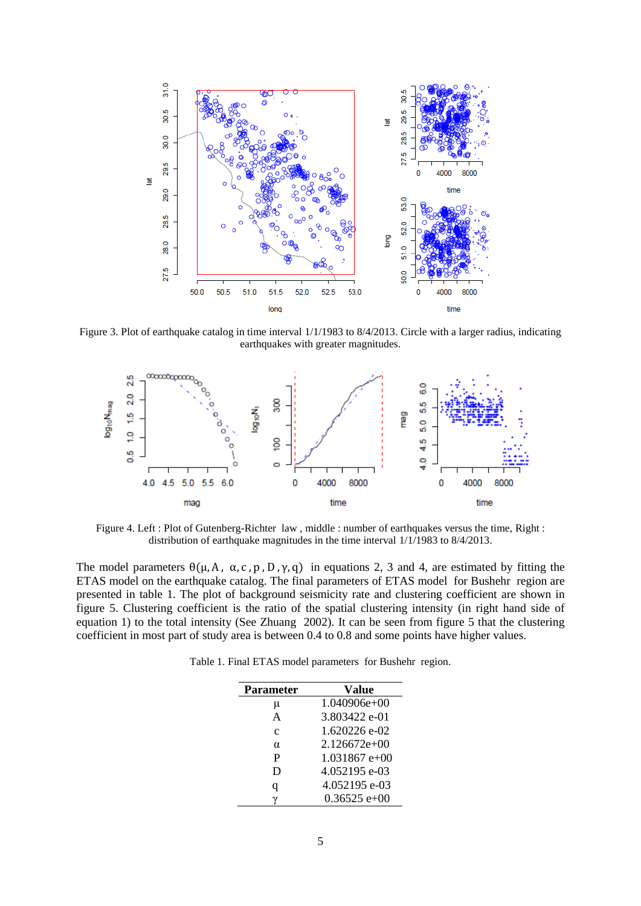Figure 3. Plot of earthquake catalog in time interval 1/1/1983 to 8/4/2013. Circle with a larger radius, indicating earthquakes with greater magnitudes.

Figure 4. Left : Plot of Gutenberg-Richter law , middle : number of earthquakes versus the time, Right : distribution of earthquake magnitudes in the time interval 1/1/1983 to 8/4/2013.

The model parameters $\theta(\mu, A, \alpha, c, p, D, \gamma, q)$ in equations 2, 3 and 4, are estimated by fitting the ETAS model on the earthquake catalog. The final parameters of ETAS model for Bushehr region are presented in table 1. The plot of background seismicity rate and clustering coefficient are shown in figure 5. Clustering coefficient is the ratio of the spatial clustering intensity (in right hand side of equation 1) to the total intensity (See Zhuang 2002). It can be seen from figure 5 that the clustering coefficient in most part of study area is between 0.4 to 0.8 and some points have higher values.

Table 1. Final ETAS model parameters for Bushehr region.

| **Parameter** | **Value** |
|---|---|
| μ | 1.040906e+00 |
| A | 3.803422 e-01 |
| c | 1.620226 e-02 |
| α | 2.126672e+00 |
| P | 1.031867 e+00 |
| D | 4.052195 e-03 |
| q | 4.052195 e-03 |
| γ | 0.36525 e+00 |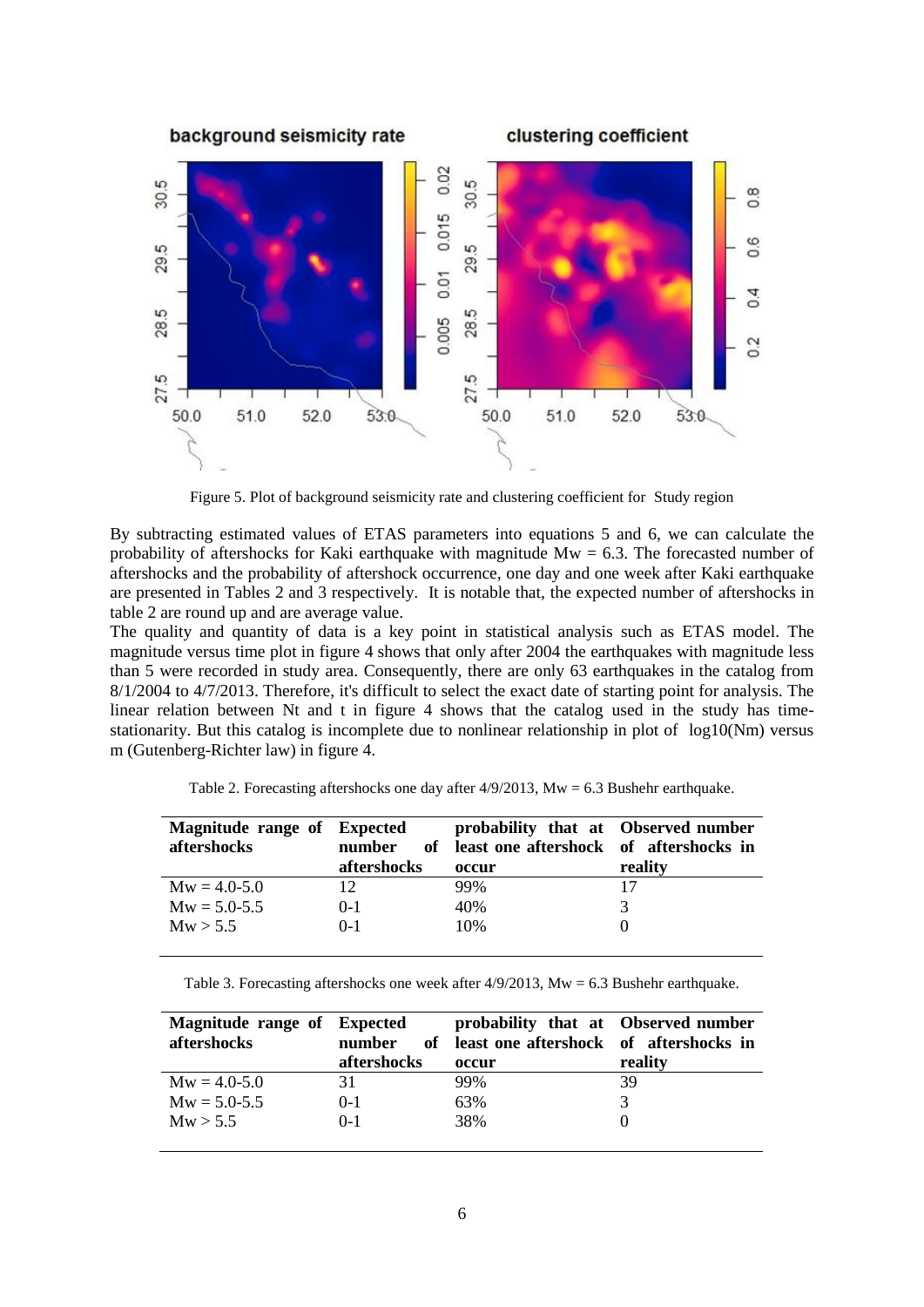Figure 5. Plot of background seismicity rate and clustering coefficient for Study region

By subtracting estimated values of ETAS parameters into equations 5 and 6, we can calculate the probability of aftershocks for Kaki earthquake with magnitude Mw = 6.3. The forecasted number of aftershocks and the probability of aftershock occurrence, one day and one week after Kaki earthquake are presented in Tables 2 and 3 respectively. It is notable that, the expected number of aftershocks in table 2 are round up and are average value.

The quality and quantity of data is a key point in statistical analysis such as ETAS model. The magnitude versus time plot in figure 4 shows that only after 2004 the earthquakes with magnitude less than 5 were recorded in study area. Consequently, there are only 63 earthquakes in the catalog from 8/1/2004 to 4/7/2013. Therefore, it's difficult to select the exact date of starting point for analysis. The linear relation between Nt and t in figure 4 shows that the catalog used in the study has time-stationarity. But this catalog is incomplete due to nonlinear relationship in plot of $\log 10(Nm)$ versus m (Gutenberg-Richter law) in figure 4.

Table 2. Forecasting aftershocks one day after 4/9/2013, Mw = 6.3 Bushehr earthquake.

| Magnitude range of aftershocks | Expected number of aftershocks | probability that at least one aftershock occur | Observed number of aftershocks in reality |
|---|---|---|---|
| Mw = 4.0-5.0 | 12 | 99% | 17 |
| Mw = 5.0-5.5 | 0-1 | 40% | 3 |
| Mw > 5.5 | 0-1 | 10% | 0 |

Table 3. Forecasting aftershocks one week after 4/9/2013, Mw = 6.3 Bushehr earthquake.

| Magnitude range of aftershocks | Expected number of aftershocks | probability that at least one aftershock occur | Observed number of aftershocks in reality |
|---|---|---|---|
| Mw = 4.0-5.0 | 31 | 99% | 39 |
| Mw = 5.0-5.5 | 0-1 | 63% | 3 |
| Mw > 5.5 | 0-1 | 38% | 0 |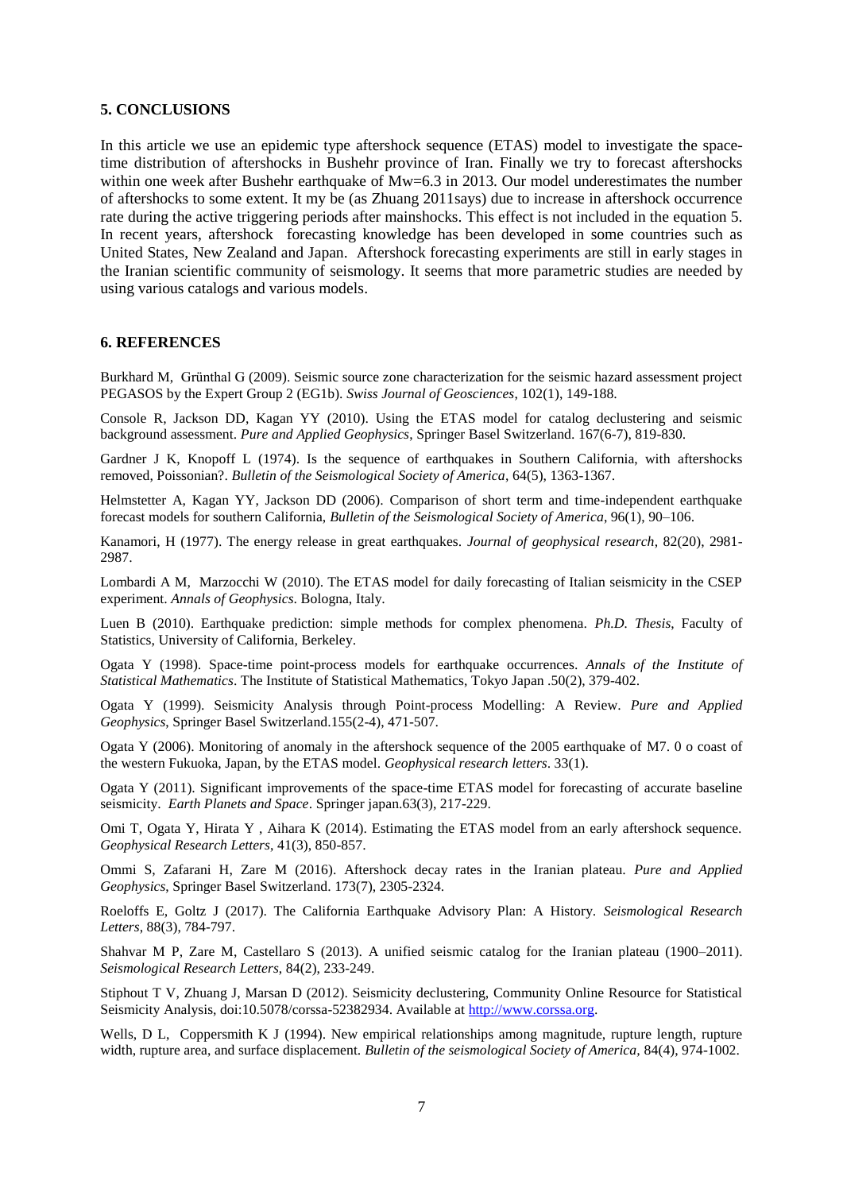## 5. CONCLUSIONS

In this article we use an epidemic type aftershock sequence (ETAS) model to investigate the space-time distribution of aftershocks in Bushehr province of Iran. Finally we try to forecast aftershocks within one week after Bushehr earthquake of Mw=6.3 in 2013. Our model underestimates the number of aftershocks to some extent. It my be (as Zhuang 2011says) due to increase in aftershock occurrence rate during the active triggering periods after mainshocks. This effect is not included in the equation 5. In recent years, aftershock forecasting knowledge has been developed in some countries such as United States, New Zealand and Japan. Aftershock forecasting experiments are still in early stages in the Iranian scientific community of seismology. It seems that more parametric studies are needed by using various catalogs and various models.

## 6. REFERENCES

Burkhard M, Grünthal G (2009). Seismic source zone characterization for the seismic hazard assessment project PEGASOS by the Expert Group 2 (EG1b). *Swiss Journal of Geosciences*, 102(1), 149-188.

Console R, Jackson DD, Kagan YY (2010). Using the ETAS model for catalog declustering and seismic background assessment. *Pure and Applied Geophysics*, Springer Basel Switzerland. 167(6-7), 819-830.

Gardner J K, Knopoff L (1974). Is the sequence of earthquakes in Southern California, with aftershocks removed, Poissonian?. *Bulletin of the Seismological Society of America*, 64(5), 1363-1367.

Helmstetter A, Kagan YY, Jackson DD (2006). Comparison of short term and time-independent earthquake forecast models for southern California, *Bulletin of the Seismological Society of America*, 96(1), 90–106.

Kanamori, H (1977). The energy release in great earthquakes. *Journal of geophysical research*, 82(20), 2981-2987.

Lombardi A M, Marzocchi W (2010). The ETAS model for daily forecasting of Italian seismicity in the CSEP experiment. *Annals of Geophysics*. Bologna, Italy.

Luen B (2010). Earthquake prediction: simple methods for complex phenomena. *Ph.D. Thesis*, Faculty of Statistics, University of California, Berkeley.

Ogata Y (1998). Space-time point-process models for earthquake occurrences. *Annals of the Institute of Statistical Mathematics*. The Institute of Statistical Mathematics, Tokyo Japan .50(2), 379-402.

Ogata Y (1999). Seismicity Analysis through Point-process Modelling: A Review. *Pure and Applied Geophysics*, Springer Basel Switzerland.155(2-4), 471-507.

Ogata Y (2006). Monitoring of anomaly in the aftershock sequence of the 2005 earthquake of M7. 0 o coast of the western Fukuoka, Japan, by the ETAS model. *Geophysical research letters*. 33(1).

Ogata Y (2011). Significant improvements of the space-time ETAS model for forecasting of accurate baseline seismicity. *Earth Planets and Space*. Springer japan.63(3), 217-229.

Omi T, Ogata Y, Hirata Y , Aihara K (2014). Estimating the ETAS model from an early aftershock sequence. *Geophysical Research Letters*, 41(3), 850-857.

Ommi S, Zafarani H, Zare M (2016). Aftershock decay rates in the Iranian plateau. *Pure and Applied Geophysics*, Springer Basel Switzerland. 173(7), 2305-2324.

Roeloffs E, Goltz J (2017). The California Earthquake Advisory Plan: A History. *Seismological Research Letters*, 88(3), 784-797.

Shahvar M P, Zare M, Castellaro S (2013). A unified seismic catalog for the Iranian plateau (1900–2011). *Seismological Research Letters*, 84(2), 233-249.

Stiphout T V, Zhuang J, Marsan D (2012). Seismicity declustering, Community Online Resource for Statistical Seismicity Analysis, doi:10.5078/corssa-52382934. Available at http://www.corssa.org.

Wells, D L, Coppersmith K J (1994). New empirical relationships among magnitude, rupture length, rupture width, rupture area, and surface displacement. *Bulletin of the seismological Society of America,* 84(4), 974-1002.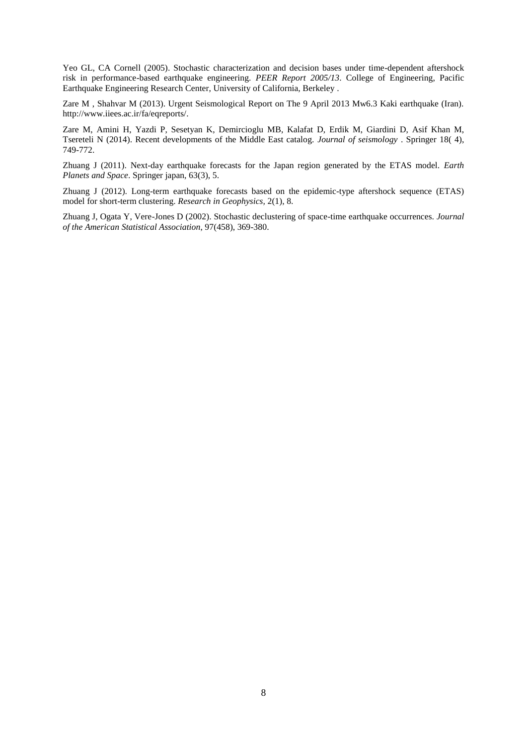Yeo GL, CA Cornell (2005). Stochastic characterization and decision bases under time-dependent aftershock risk in performance-based earthquake engineering. *PEER Report 2005/13*. College of Engineering, Pacific Earthquake Engineering Research Center, University of California, Berkeley .

Zare M , Shahvar M (2013). Urgent Seismological Report on The 9 April 2013 Mw6.3 Kaki earthquake (Iran). http://www.iiees.ac.ir/fa/eqreports/.

Zare M, Amini H, Yazdi P, Sesetyan K, Demircioglu MB, Kalafat D, Erdik M, Giardini D, Asif Khan M, Tsereteli N (2014). Recent developments of the Middle East catalog. *Journal of seismology* . Springer 18( 4), 749-772.

Zhuang J (2011). Next-day earthquake forecasts for the Japan region generated by the ETAS model. *Earth Planets and Space*. Springer japan, 63(3), 5.

Zhuang J (2012). Long-term earthquake forecasts based on the epidemic-type aftershock sequence (ETAS) model for short-term clustering. *Research in Geophysics,* 2(1), 8.

Zhuang J, Ogata Y, Vere-Jones D (2002). Stochastic declustering of space-time earthquake occurrences. *Journal of the American Statistical Association*, 97(458), 369-380.